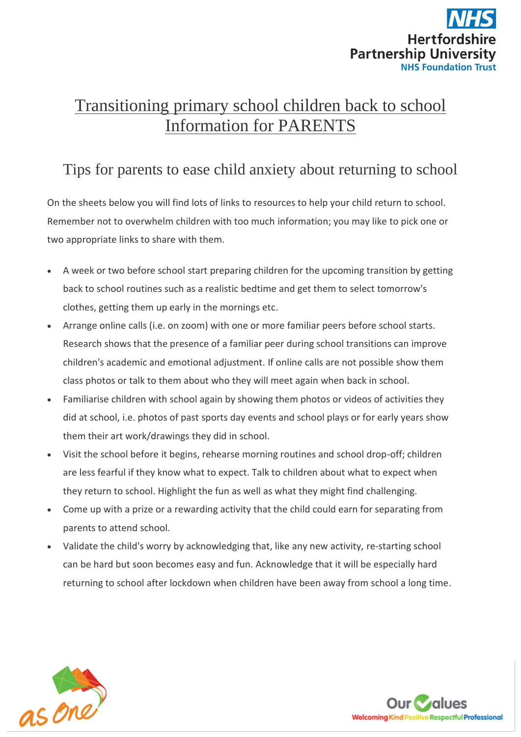# Transitioning primary school children back to school
# Information for PARENTS

## Tips for parents to ease child anxiety about returning to school

On the sheets below you will find lots of links to resources to help your child return to school. Remember not to overwhelm children with too much information; you may like to pick one or two appropriate links to share with them.

- A week or two before school start preparing children for the upcoming transition by getting back to school routines such as a realistic bedtime and get them to select tomorrow's clothes, getting them up early in the mornings etc.
- Arrange online calls (i.e. on zoom) with one or more familiar peers before school starts. Research shows that the presence of a familiar peer during school transitions can improve children's academic and emotional adjustment. If online calls are not possible show them class photos or talk to them about who they will meet again when back in school.
- Familiarise children with school again by showing them photos or videos of activities they did at school, i.e. photos of past sports day events and school plays or for early years show them their art work/drawings they did in school.
- Visit the school before it begins, rehearse morning routines and school drop-off; children are less fearful if they know what to expect. Talk to children about what to expect when they return to school. Highlight the fun as well as what they might find challenging.
- Come up with a prize or a rewarding activity that the child could earn for separating from parents to attend school.
- Validate the child's worry by acknowledging that, like any new activity, re-starting school can be hard but soon becomes easy and fun. Acknowledge that it will be especially hard returning to school after lockdown when children have been away from school a long time.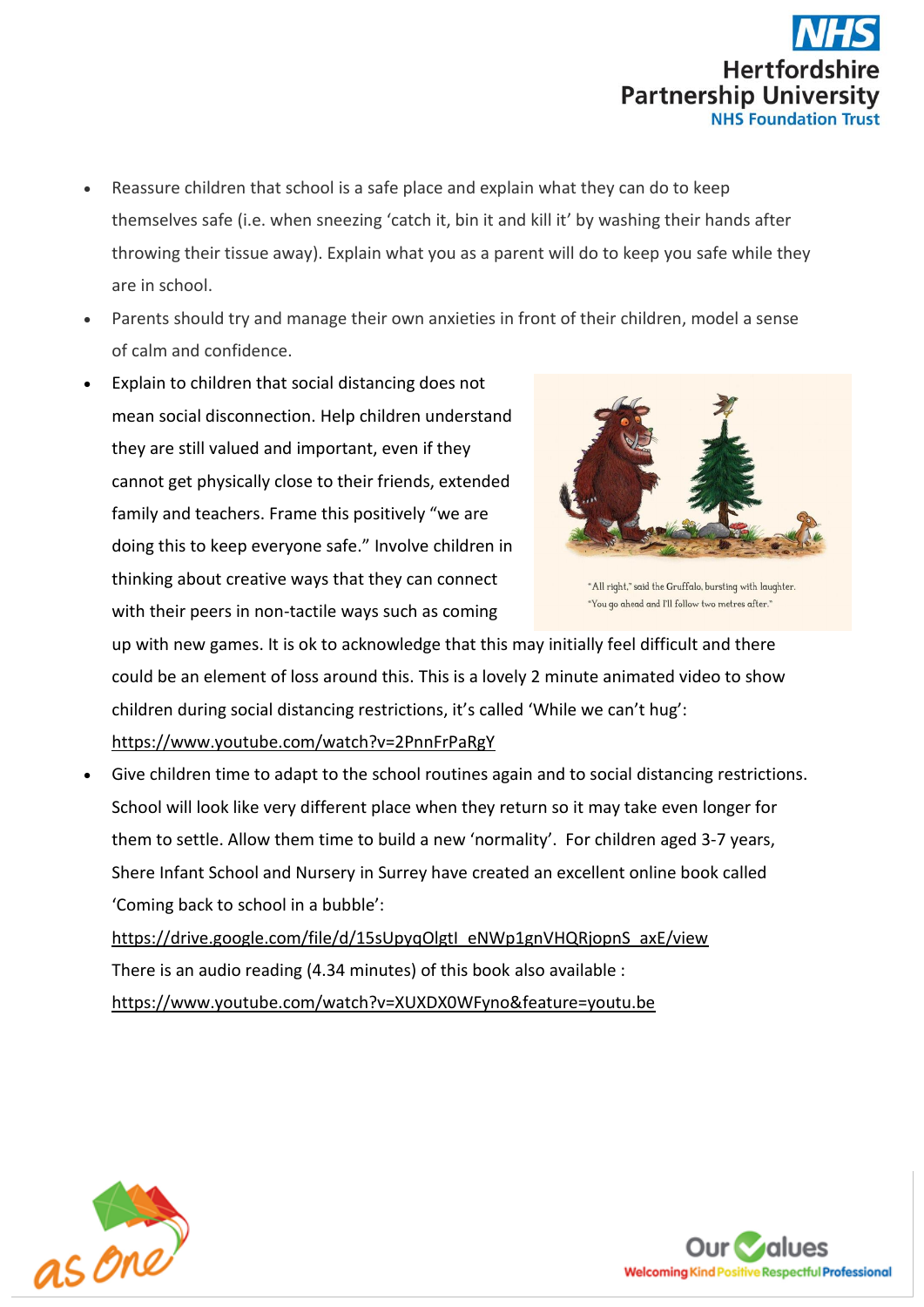- Reassure children that school is a safe place and explain what they can do to keep themselves safe (i.e. when sneezing 'catch it, bin it and kill it' by washing their hands after throwing their tissue away). Explain what you as a parent will do to keep you safe while they are in school.
- Parents should try and manage their own anxieties in front of their children, model a sense of calm and confidence.
- Explain to children that social distancing does not mean social disconnection. Help children understand they are still valued and important, even if they cannot get physically close to their friends, extended family and teachers. Frame this positively "we are doing this to keep everyone safe." Involve children in thinking about creative ways that they can connect with their peers in non-tactile ways such as coming up with new games. It is ok to acknowledge that this may initially feel difficult and there could be an element of loss around this. This is a lovely 2 minute animated video to show children during social distancing restrictions, it's called 'While we can't hug': https://www.youtube.com/watch?v=2PnnFrPaRgY

"All right," said the Gruffalo, bursting with laughter. "You go ahead and I'll follow two metres after."

- Give children time to adapt to the school routines again and to social distancing restrictions. School will look like very different place when they return so it may take even longer for them to settle. Allow them time to build a new 'normality'. For children aged 3-7 years, Shere Infant School and Nursery in Surrey have created an excellent online book called 'Coming back to school in a bubble':
  https://drive.google.com/file/d/15sUpyqOlgtI_eNWp1gnVHQRjopnS_axE/view
  There is an audio reading (4.34 minutes) of this book also available :
  https://www.youtube.com/watch?v=XUXDX0WFyno&feature=youtu.be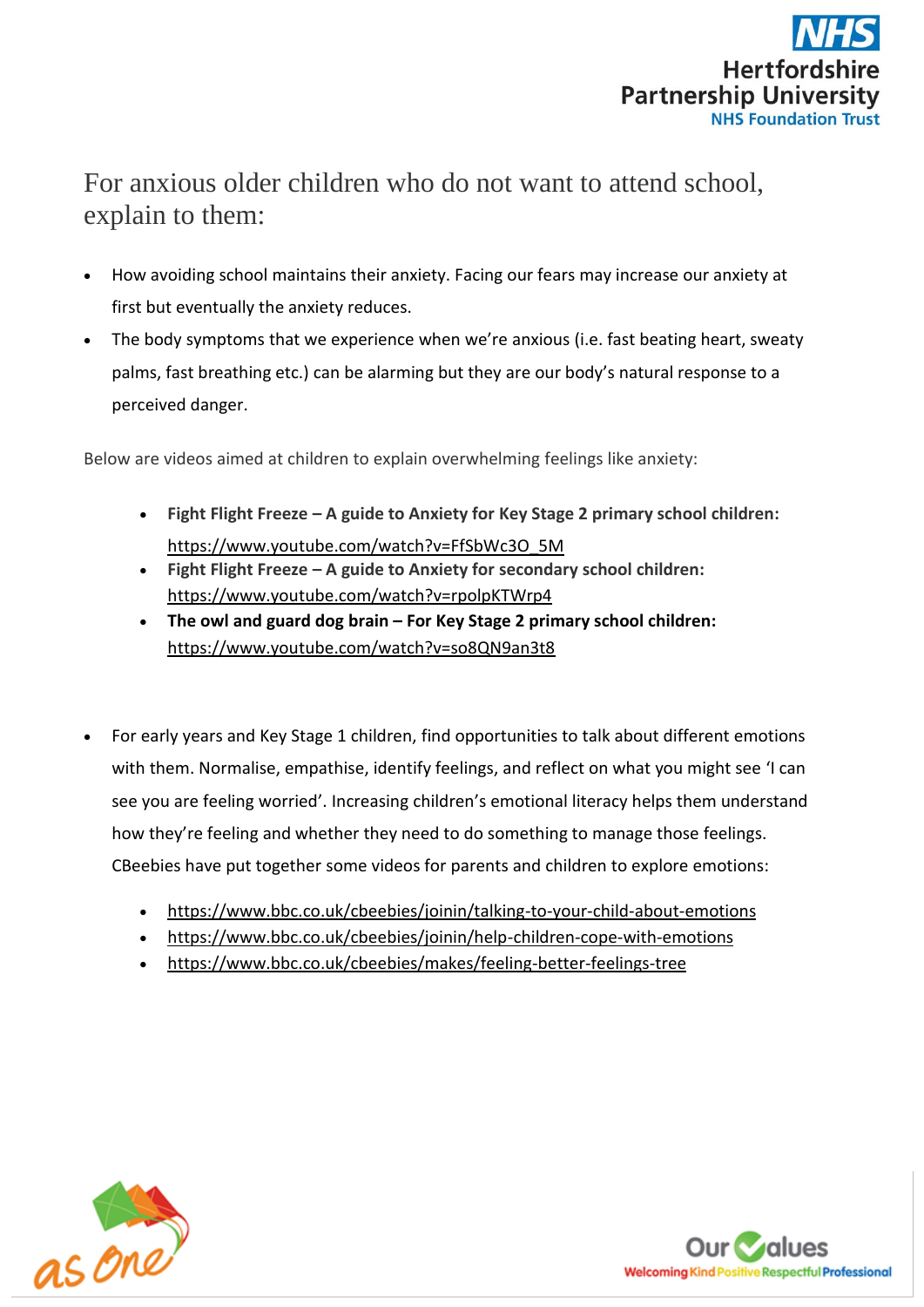## For anxious older children who do not want to attend school, explain to them:

- How avoiding school maintains their anxiety. Facing our fears may increase our anxiety at first but eventually the anxiety reduces.
- The body symptoms that we experience when we're anxious (i.e. fast beating heart, sweaty palms, fast breathing etc.) can be alarming but they are our body's natural response to a perceived danger.

Below are videos aimed at children to explain overwhelming feelings like anxiety:

- **Fight Flight Freeze – A guide to Anxiety for Key Stage 2 primary school children:** https://www.youtube.com/watch?v=FfSbWc3O_5M
- **Fight Flight Freeze – A guide to Anxiety for secondary school children:** https://www.youtube.com/watch?v=rpolpKTWrp4
- **The owl and guard dog brain – For Key Stage 2 primary school children:** https://www.youtube.com/watch?v=so8QN9an3t8

- For early years and Key Stage 1 children, find opportunities to talk about different emotions with them. Normalise, empathise, identify feelings, and reflect on what you might see 'I can see you are feeling worried'. Increasing children's emotional literacy helps them understand how they're feeling and whether they need to do something to manage those feelings. CBeebies have put together some videos for parents and children to explore emotions:
  - https://www.bbc.co.uk/cbeebies/joinin/talking-to-your-child-about-emotions
  - https://www.bbc.co.uk/cbeebies/joinin/help-children-cope-with-emotions
  - https://www.bbc.co.uk/cbeebies/makes/feeling-better-feelings-tree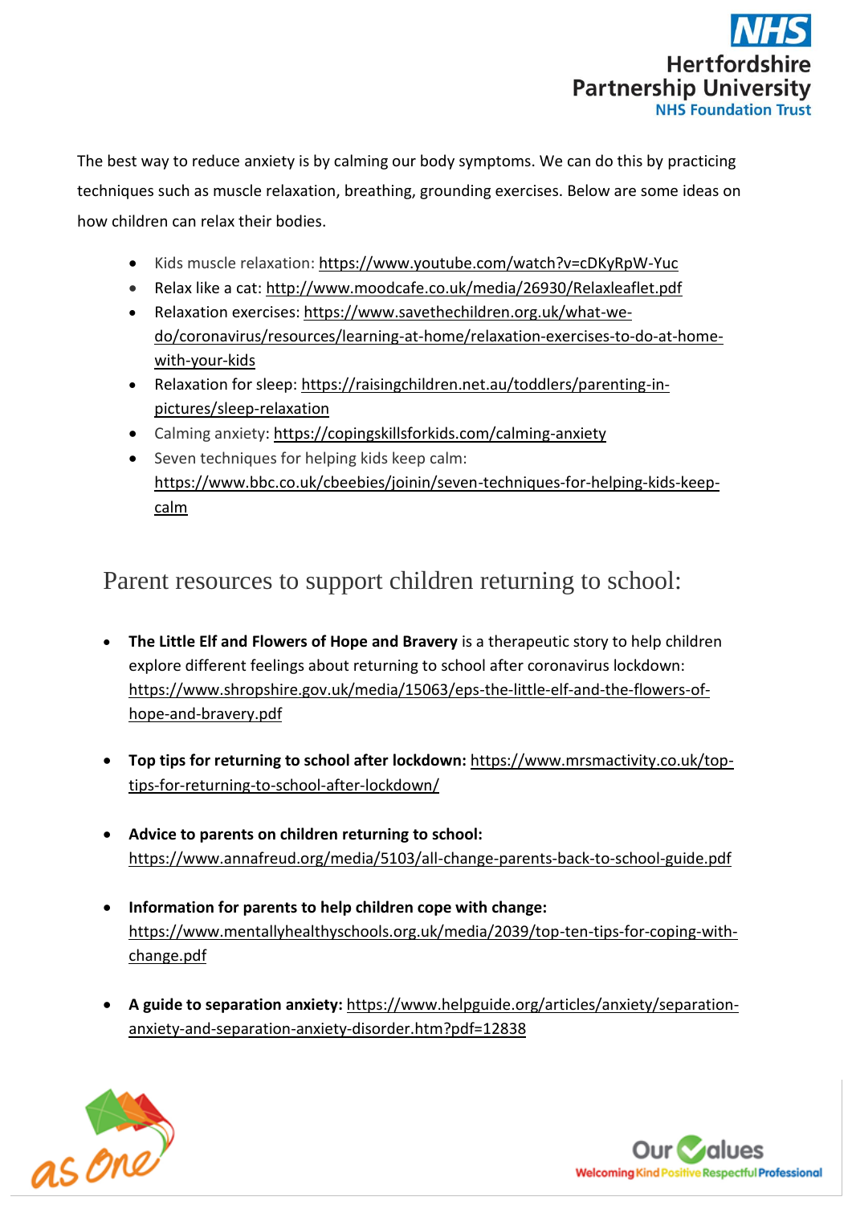The best way to reduce anxiety is by calming our body symptoms. We can do this by practicing techniques such as muscle relaxation, breathing, grounding exercises. Below are some ideas on how children can relax their bodies.

- Kids muscle relaxation: https://www.youtube.com/watch?v=cDKyRpW-Yuc
- Relax like a cat: http://www.moodcafe.co.uk/media/26930/Relaxleaflet.pdf
- Relaxation exercises: https://www.savethechildren.org.uk/what-we-do/coronavirus/resources/learning-at-home/relaxation-exercises-to-do-at-home-with-your-kids
- Relaxation for sleep: https://raisingchildren.net.au/toddlers/parenting-in-pictures/sleep-relaxation
- Calming anxiety: https://copingskillsforkids.com/calming-anxiety
- Seven techniques for helping kids keep calm: https://www.bbc.co.uk/cbeebies/joinin/seven-techniques-for-helping-kids-keep-calm

## Parent resources to support children returning to school:

- **The Little Elf and Flowers of Hope and Bravery** is a therapeutic story to help children explore different feelings about returning to school after coronavirus lockdown: https://www.shropshire.gov.uk/media/15063/eps-the-little-elf-and-the-flowers-of-hope-and-bravery.pdf

- **Top tips for returning to school after lockdown:** https://www.mrsmactivity.co.uk/top-tips-for-returning-to-school-after-lockdown/

- **Advice to parents on children returning to school:** https://www.annafreud.org/media/5103/all-change-parents-back-to-school-guide.pdf

- **Information for parents to help children cope with change:** https://www.mentallyhealthyschools.org.uk/media/2039/top-ten-tips-for-coping-with-change.pdf

- **A guide to separation anxiety:** https://www.helpguide.org/articles/anxiety/separation-anxiety-and-separation-anxiety-disorder.htm?pdf=12838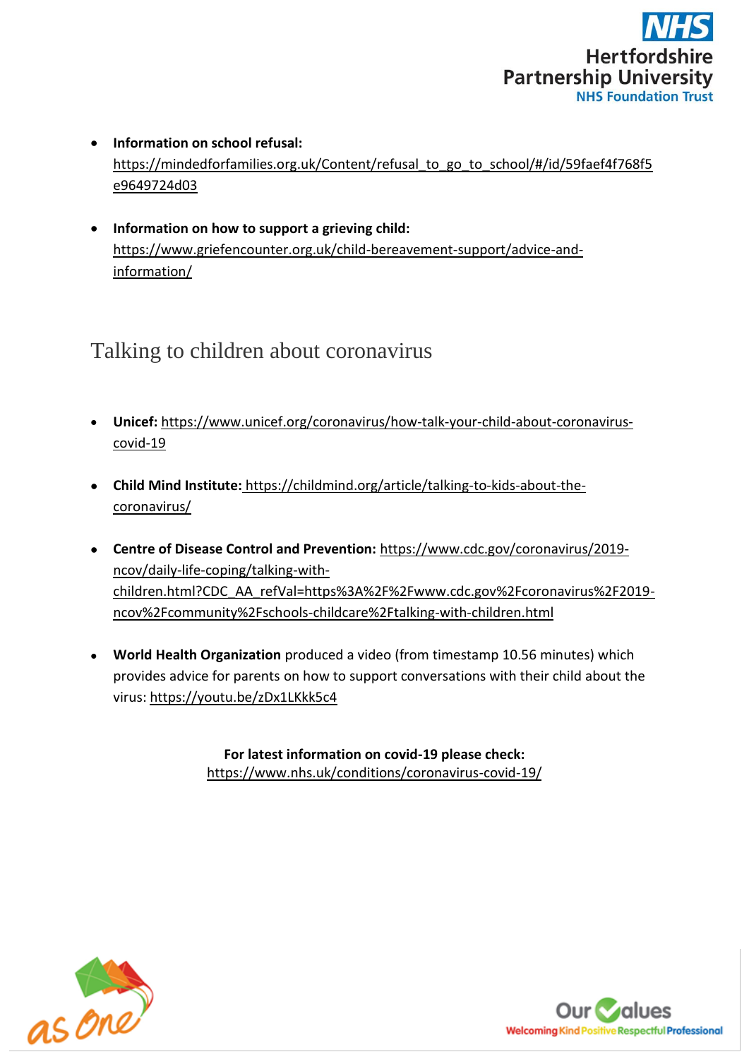- **Information on school refusal:** https://mindedforfamilies.org.uk/Content/refusal_to_go_to_school/#/id/59faef4f768f5e9649724d03

- **Information on how to support a grieving child:** https://www.griefencounter.org.uk/child-bereavement-support/advice-and-information/

## Talking to children about coronavirus

- **Unicef:** https://www.unicef.org/coronavirus/how-talk-your-child-about-coronavirus-covid-19

- **Child Mind Institute:** https://childmind.org/article/talking-to-kids-about-the-coronavirus/

- **Centre of Disease Control and Prevention:** https://www.cdc.gov/coronavirus/2019-ncov/daily-life-coping/talking-with-children.html?CDC_AA_refVal=https%3A%2F%2Fwww.cdc.gov%2Fcoronavirus%2F2019-ncov%2Fcommunity%2Fschools-childcare%2Ftalking-with-children.html

- **World Health Organization** produced a video (from timestamp 10.56 minutes) which provides advice for parents on how to support conversations with their child about the virus: https://youtu.be/zDx1LKkk5c4

**For latest information on covid-19 please check:**
https://www.nhs.uk/conditions/coronavirus-covid-19/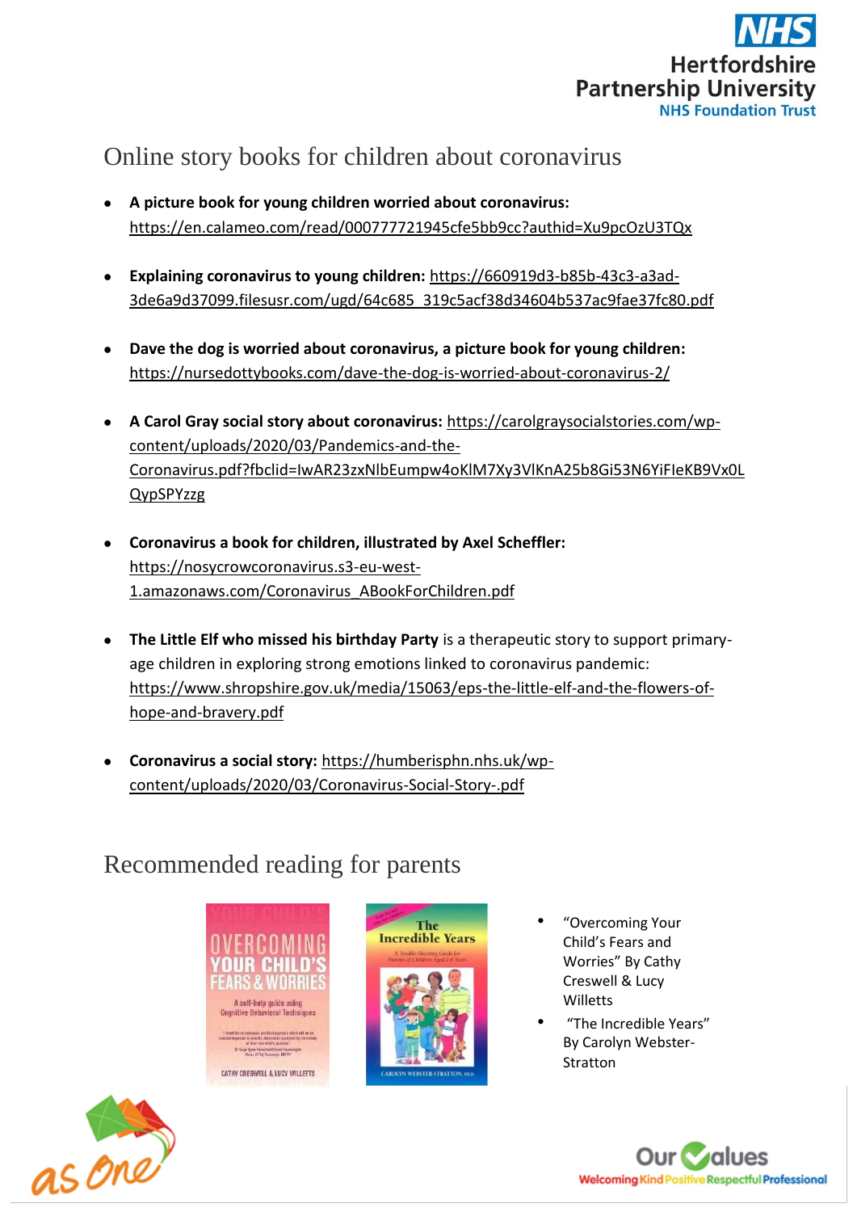## Online story books for children about coronavirus

- **A picture book for young children worried about coronavirus:** https://en.calameo.com/read/000777721945cfe5bb9cc?authid=Xu9pcOzU3TQx

- **Explaining coronavirus to young children:** https://660919d3-b85b-43c3-a3ad-3de6a9d37099.filesusr.com/ugd/64c685_319c5acf38d34604b537ac9fae37fc80.pdf

- **Dave the dog is worried about coronavirus, a picture book for young children:** https://nursedottybooks.com/dave-the-dog-is-worried-about-coronavirus-2/

- **A Carol Gray social story about coronavirus:** https://carolgraysocialstories.com/wp-content/uploads/2020/03/Pandemics-and-the-Coronavirus.pdf?fbclid=IwAR23zxNlbEumpw4oKlM7Xy3VlKnA25b8Gi53N6YiFIeKB9Vx0LQypSPYzzg

- **Coronavirus a book for children, illustrated by Axel Scheffler:** https://nosycrowcoronavirus.s3-eu-west-1.amazonaws.com/Coronavirus_ABookForChildren.pdf

- **The Little Elf who missed his birthday Party** is a therapeutic story to support primary-age children in exploring strong emotions linked to coronavirus pandemic: https://www.shropshire.gov.uk/media/15063/eps-the-little-elf-and-the-flowers-of-hope-and-bravery.pdf

- **Coronavirus a social story:** https://humberisphn.nhs.uk/wp-content/uploads/2020/03/Coronavirus-Social-Story-.pdf

## Recommended reading for parents

- "Overcoming Your Child's Fears and Worries" By Cathy Creswell & Lucy Willetts
- "The Incredible Years" By Carolyn Webster-Stratton